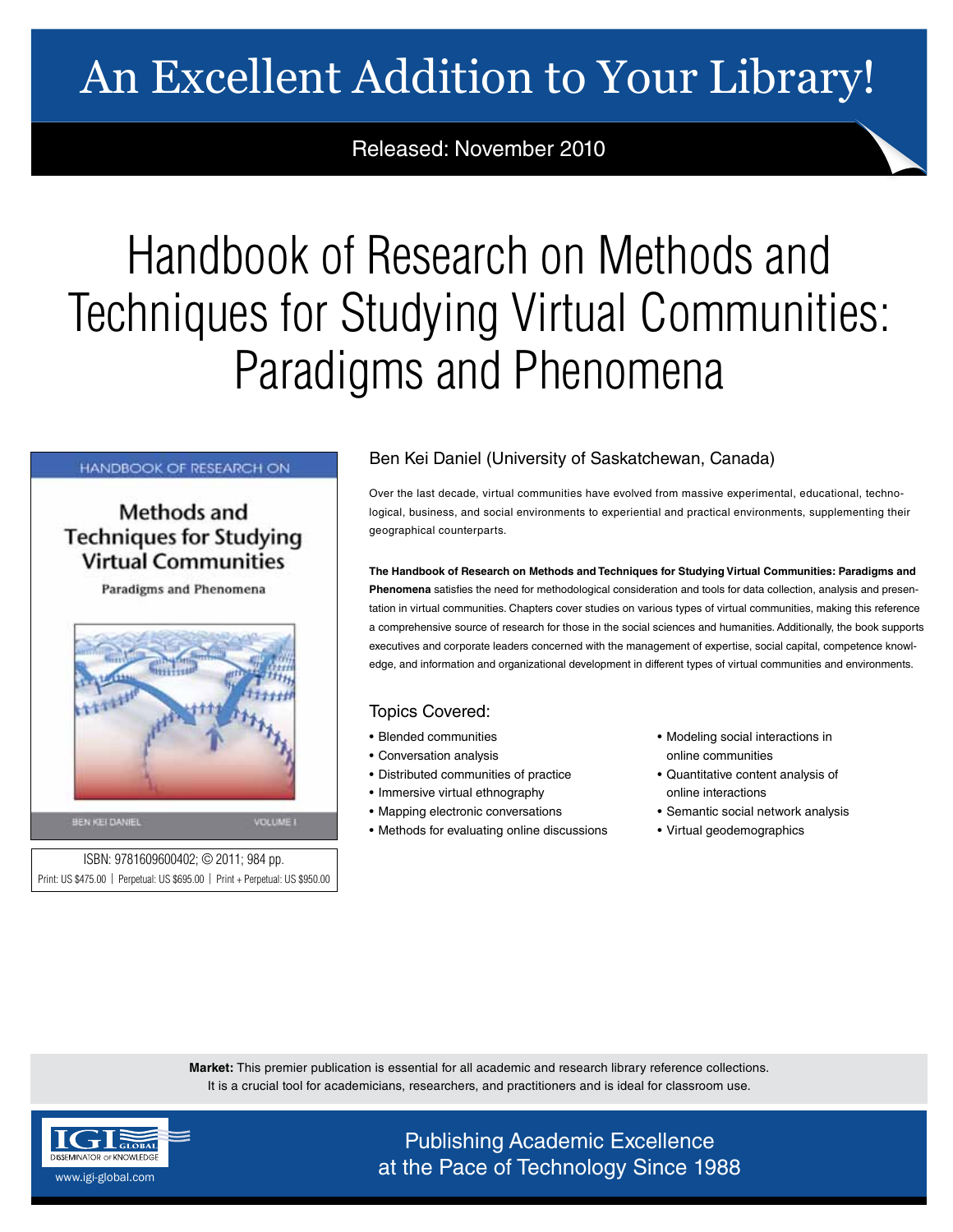# An Excellent Addition to Your Library!

Released: November 2010

# Handbook of Research on Methods and Techniques for Studying Virtual Communities: Paradigms and Phenomena

HANDBOOK OF RESEARCH ON

Methods and Techniques for Studying Virtual Communities

Paradigms and Phenomena

BEN KEI DANIEL VOLUME I

ISBN: 9781609600402; © 2011; 984 pp.

Print: US $475.00 | Perpetual: US $695.00 | Print + Perpetual: US $950.00

## Ben Kei Daniel (University of Saskatchewan, Canada)

Over the last decade, virtual communities have evolved from massive experimental, educational, technological, business, and social environments to experiential and practical environments, supplementing their geographical counterparts.

**The Handbook of Research on Methods and Techniques for Studying Virtual Communities: Paradigms and Phenomena** satisfies the need for methodological consideration and tools for data collection, analysis and presentation in virtual communities. Chapters cover studies on various types of virtual communities, making this reference a comprehensive source of research for those in the social sciences and humanities. Additionally, the book supports executives and corporate leaders concerned with the management of expertise, social capital, competence knowledge, and information and organizational development in different types of virtual communities and environments.

### Topics Covered:

- Blended communities
- Conversation analysis
- Distributed communities of practice
- Immersive virtual ethnography
- Mapping electronic conversations
- Methods for evaluating online discussions
- Modeling social interactions in online communities
- Quantitative content analysis of online interactions
- Semantic social network analysis
- Virtual geodemographics

**Market:** This premier publication is essential for all academic and research library reference collections. It is a crucial tool for academicians, researchers, and practitioners and is ideal for classroom use.

IGI GLOBAL DISSEMINATOR OF KNOWLEDGE

www.igi-global.com

Publishing Academic Excellence at the Pace of Technology Since 1988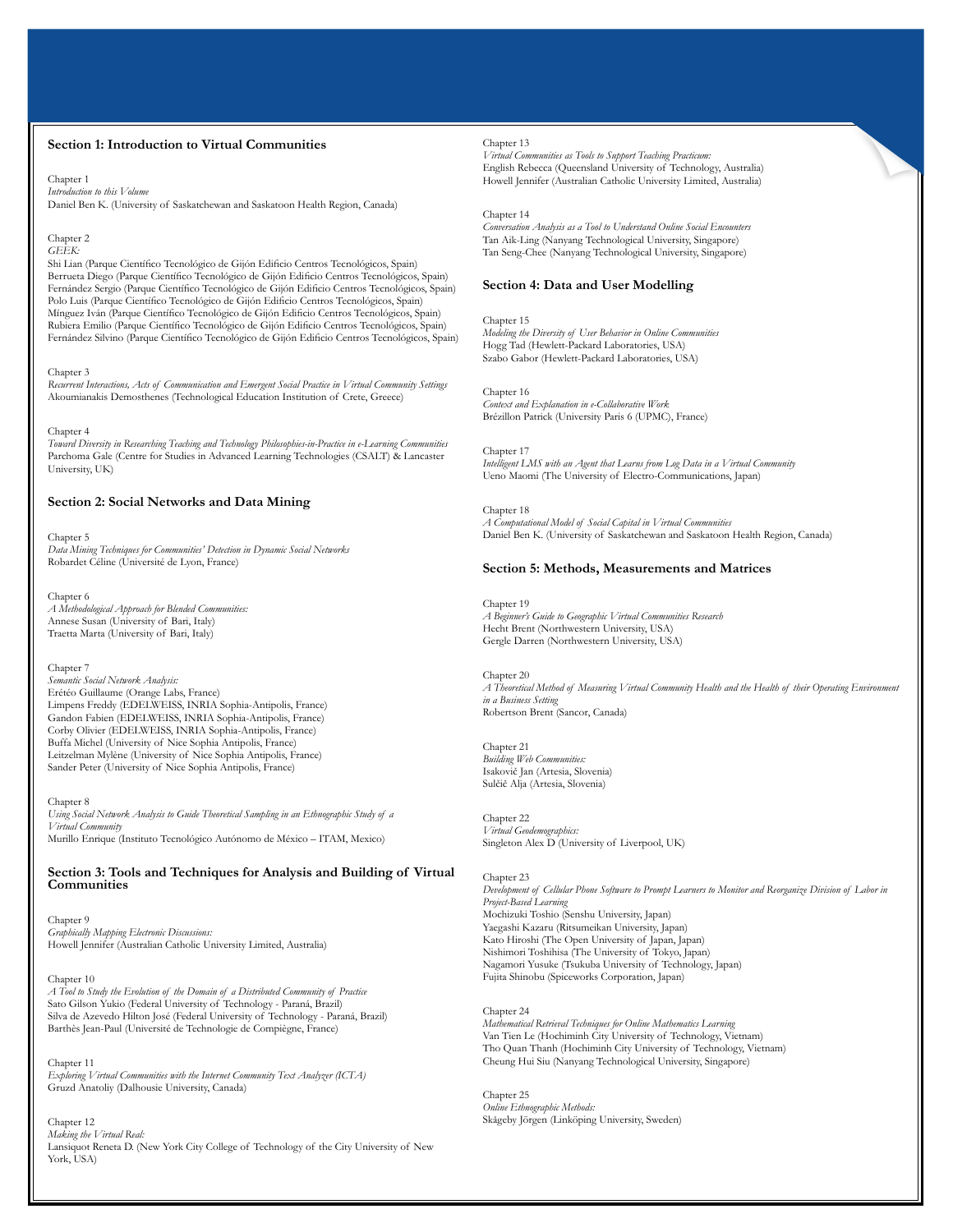## Section 1: Introduction to Virtual Communities

Chapter 1
*Introduction to this Volume*
Daniel Ben K. (University of Saskatchewan and Saskatoon Health Region, Canada)

Chapter 2
*GEEK:*
Shi Lian (Parque Científico Tecnológico de Gijón Edificio Centros Tecnológicos, Spain)
Berrueta Diego (Parque Científico Tecnológico de Gijón Edificio Centros Tecnológicos, Spain)
Fernández Sergio (Parque Científico Tecnológico de Gijón Edificio Centros Tecnológicos, Spain)
Polo Luis (Parque Científico Tecnológico de Gijón Edificio Centros Tecnológicos, Spain)
Mínguez Iván (Parque Científico Tecnológico de Gijón Edificio Centros Tecnológicos, Spain)
Rubiera Emilio (Parque Científico Tecnológico de Gijón Edificio Centros Tecnológicos, Spain)
Fernández Silvino (Parque Científico Tecnológico de Gijón Edificio Centros Tecnológicos, Spain)

Chapter 3
*Recurrent Interactions, Acts of Communication and Emergent Social Practice in Virtual Community Settings*
Akoumianakis Demosthenes (Technological Education Institution of Crete, Greece)

Chapter 4
*Toward Diversity in Researching Teaching and Technology Philosophies-in-Practice in e-Learning Communities*
Parchoma Gale (Centre for Studies in Advanced Learning Technologies (CSALT) & Lancaster University, UK)

## Section 2: Social Networks and Data Mining

Chapter 5
*Data Mining Techniques for Communities' Detection in Dynamic Social Networks*
Robardet Céline (Université de Lyon, France)

Chapter 6
*A Methodological Approach for Blended Communities:*
Annese Susan (University of Bari, Italy)
Traetta Marta (University of Bari, Italy)

Chapter 7
*Semantic Social Network Analysis:*
Erétéo Guillaume (Orange Labs, France)
Limpens Freddy (EDELWEISS, INRIA Sophia-Antipolis, France)
Gandon Fabien (EDELWEISS, INRIA Sophia-Antipolis, France)
Corby Olivier (EDELWEISS, INRIA Sophia-Antipolis, France)
Buffa Michel (University of Nice Sophia Antipolis, France)
Leitzelman Mylène (University of Nice Sophia Antipolis, France)
Sander Peter (University of Nice Sophia Antipolis, France)

Chapter 8
*Using Social Network Analysis to Guide Theoretical Sampling in an Ethnographic Study of a Virtual Community*
Murillo Enrique (Instituto Tecnológico Autónomo de México – ITAM, Mexico)

## Section 3: Tools and Techniques for Analysis and Building of Virtual Communities

Chapter 9
*Graphically Mapping Electronic Discussions:*
Howell Jennifer (Australian Catholic University Limited, Australia)

Chapter 10
*A Tool to Study the Evolution of the Domain of a Distributed Community of Practice*
Sato Gilson Yukio (Federal University of Technology - Paraná, Brazil)
Silva de Azevedo Hilton José (Federal University of Technology - Paraná, Brazil)
Barthès Jean-Paul (Université de Technologie de Compiègne, France)

Chapter 11
*Exploring Virtual Communities with the Internet Community Text Analyzer (ICTA)*
Gruzd Anatoliy (Dalhousie University, Canada)

Chapter 12
*Making the Virtual Real:*
Lansiquot Reneta D. (New York City College of Technology of the City University of New York, USA)

Chapter 13
*Virtual Communities as Tools to Support Teaching Practicum:*
English Rebecca (Queensland University of Technology, Australia)
Howell Jennifer (Australian Catholic University Limited, Australia)

Chapter 14
*Conversation Analysis as a Tool to Understand Online Social Encounters*
Tan Aik-Ling (Nanyang Technological University, Singapore)
Tan Seng-Chee (Nanyang Technological University, Singapore)

## Section 4: Data and User Modelling

Chapter 15
*Modeling the Diversity of User Behavior in Online Communities*
Hogg Tad (Hewlett-Packard Laboratories, USA)
Szabo Gabor (Hewlett-Packard Laboratories, USA)

Chapter 16
*Context and Explanation in e-Collaborative Work*
Brézillon Patrick (University Paris 6 (UPMC), France)

Chapter 17
*Intelligent LMS with an Agent that Learns from Log Data in a Virtual Community*
Ueno Maomi (The University of Electro-Communications, Japan)

Chapter 18
*A Computational Model of Social Capital in Virtual Communities*
Daniel Ben K. (University of Saskatchewan and Saskatoon Health Region, Canada)

## Section 5: Methods, Measurements and Matrices

Chapter 19
*A Beginner's Guide to Geographic Virtual Communities Research*
Hecht Brent (Northwestern University, USA)
Gergle Darren (Northwestern University, USA)

Chapter 20
*A Theoretical Method of Measuring Virtual Community Health and the Health of their Operating Environment in a Business Setting*
Robertson Brent (Sancor, Canada)

Chapter 21
*Building Web Communities:*
Isakovič Jan (Artesia, Slovenia)
Sulčič Alja (Artesia, Slovenia)

Chapter 22
*Virtual Geodemographics:*
Singleton Alex D (University of Liverpool, UK)

Chapter 23
*Development of Cellular Phone Software to Prompt Learners to Monitor and Reorganize Division of Labor in Project-Based Learning*
Mochizuki Toshio (Senshu University, Japan)
Yaegashi Kazaru (Ritsumeikan University, Japan)
Kato Hiroshi (The Open University of Japan, Japan)
Nishimori Toshihisa (The University of Tokyo, Japan)
Nagamori Yusuke (Tsukuba University of Technology, Japan)
Fujita Shinobu (Spiceworks Corporation, Japan)

Chapter 24
*Mathematical Retrieval Techniques for Online Mathematics Learning*
Van Tien Le (Hochiminh City University of Technology, Vietnam)
Tho Quan Thanh (Hochiminh City University of Technology, Vietnam)
Cheung Hui Siu (Nanyang Technological University, Singapore)

Chapter 25
*Online Ethnographic Methods:*
Skågeby Jörgen (Linköping University, Sweden)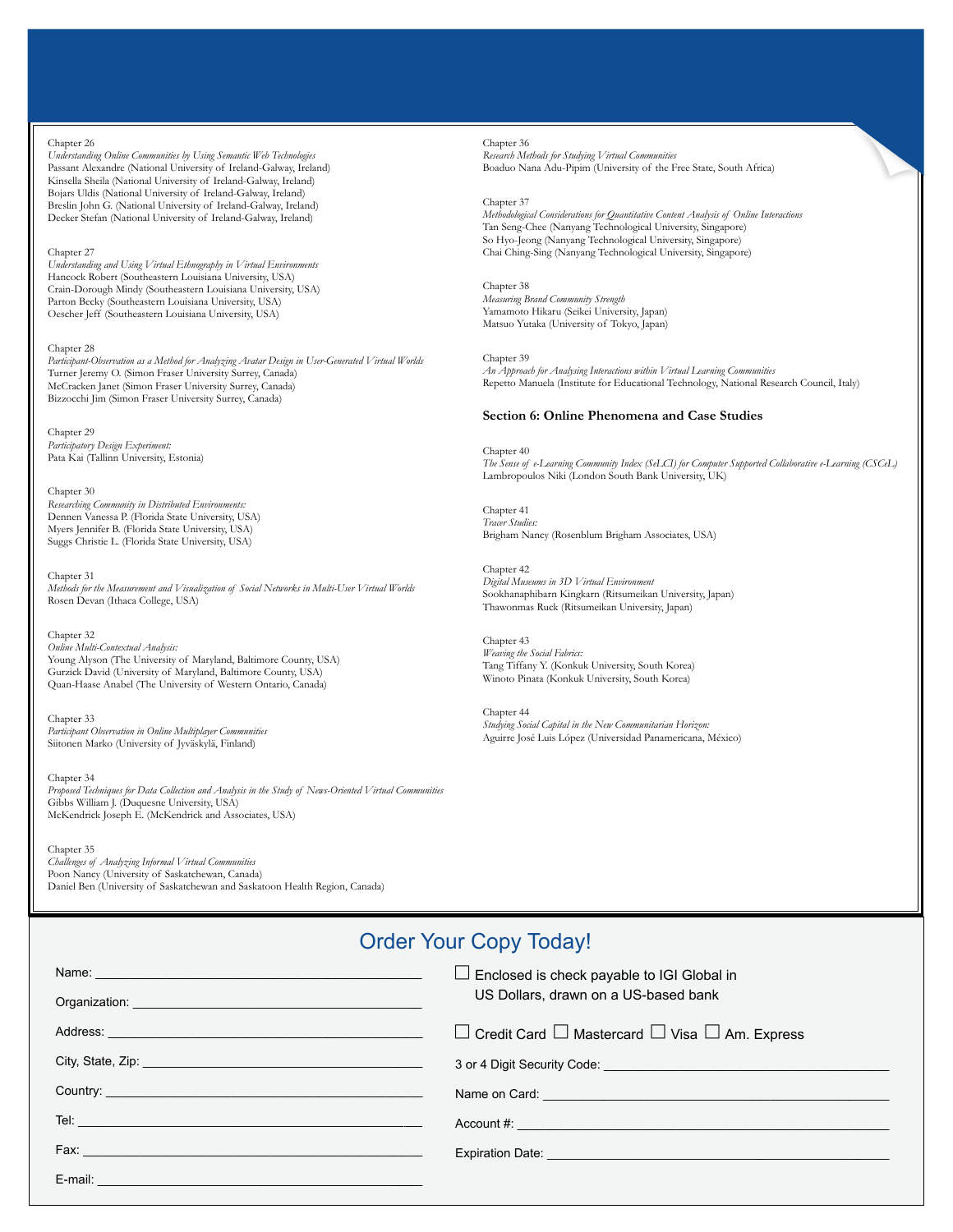Chapter 26
*Understanding Online Communities by Using Semantic Web Technologies*
Passant Alexandre (National University of Ireland-Galway, Ireland)
Kinsella Sheila (National University of Ireland-Galway, Ireland)
Bojars Uldis (National University of Ireland-Galway, Ireland)
Breslin John G. (National University of Ireland-Galway, Ireland)
Decker Stefan (National University of Ireland-Galway, Ireland)

Chapter 27
*Understanding and Using Virtual Ethnography in Virtual Environments*
Hancock Robert (Southeastern Louisiana University, USA)
Crain-Dorough Mindy (Southeastern Louisiana University, USA)
Parton Becky (Southeastern Louisiana University, USA)
Oescher Jeff (Southeastern Louisiana University, USA)

Chapter 28
*Participant-Observation as a Method for Analyzing Avatar Design in User-Generated Virtual Worlds*
Turner Jeremy O. (Simon Fraser University Surrey, Canada)
McCracken Janet (Simon Fraser University Surrey, Canada)
Bizzocchi Jim (Simon Fraser University Surrey, Canada)

Chapter 29
*Participatory Design Experiment:*
Pata Kai (Tallinn University, Estonia)

Chapter 30
*Researching Community in Distributed Environments:*
Dennen Vanessa P. (Florida State University, USA)
Myers Jennifer B. (Florida State University, USA)
Suggs Christie L. (Florida State University, USA)

Chapter 31
*Methods for the Measurement and Visualization of Social Networks in Multi-User Virtual Worlds*
Rosen Devan (Ithaca College, USA)

Chapter 32
*Online Multi-Contextual Analysis:*
Young Alyson (The University of Maryland, Baltimore County, USA)
Gurzick David (University of Maryland, Baltimore County, USA)
Quan-Haase Anabel (The University of Western Ontario, Canada)

Chapter 33
*Participant Observation in Online Multiplayer Communities*
Siitonen Marko (University of Jyväskylä, Finland)

Chapter 34
*Proposed Techniques for Data Collection and Analysis in the Study of News-Oriented Virtual Communities*
Gibbs William J. (Duquesne University, USA)
McKendrick Joseph E. (McKendrick and Associates, USA)

Chapter 35
*Challenges of Analyzing Informal Virtual Communities*
Poon Nancy (University of Saskatchewan, Canada)
Daniel Ben (University of Saskatchewan and Saskatoon Health Region, Canada)

Chapter 36
*Research Methods for Studying Virtual Communities*
Boaduo Nana Adu-Pipim (University of the Free State, South Africa)

Chapter 37
*Methodological Considerations for Quantitative Content Analysis of Online Interactions*
Tan Seng-Chee (Nanyang Technological University, Singapore)
So Hyo-Jeong (Nanyang Technological University, Singapore)
Chai Ching-Sing (Nanyang Technological University, Singapore)

Chapter 38
*Measuring Brand Community Strength*
Yamamoto Hikaru (Seikei University, Japan)
Matsuo Yutaka (University of Tokyo, Japan)

Chapter 39
*An Approach for Analysing Interactions within Virtual Learning Communities*
Repetto Manuela (Institute for Educational Technology, National Research Council, Italy)

**Section 6: Online Phenomena and Case Studies**

Chapter 40
*The Sense of e-Learning Community Index (SeLCI) for Computer Supported Collaborative e-Learning (CSCeL)*
Lambropoulos Niki (London South Bank University, UK)

Chapter 41
*Tracer Studies:*
Brigham Nancy (Rosenblum Brigham Associates, USA)

Chapter 42
*Digital Museums in 3D Virtual Environment*
Sookhanaphibarn Kingkarn (Ritsumeikan University, Japan)
Thawonmas Ruck (Ritsumeikan University, Japan)

Chapter 43
*Weaving the Social Fabrics:*
Tang Tiffany Y. (Konkuk University, South Korea)
Winoto Pinata (Konkuk University, South Korea)

Chapter 44
*Studying Social Capital in the New Communitarian Horizon:*
Aguirre José Luis López (Universidad Panamericana, México)

## Order Your Copy Today!

Name: ______________________________

Organization: ______________________________

Address: ______________________________

City, State, Zip: ______________________________

Country: ______________________________

Tel: ______________________________

Fax: ______________________________

E-mail: ______________________________

☐ Enclosed is check payable to IGI Global in US Dollars, drawn on a US-based bank

☐ Credit Card ☐ Mastercard ☐ Visa ☐ Am. Express

3 or 4 Digit Security Code: ______________________________

Name on Card: ______________________________

Account #: ______________________________

Expiration Date: ______________________________